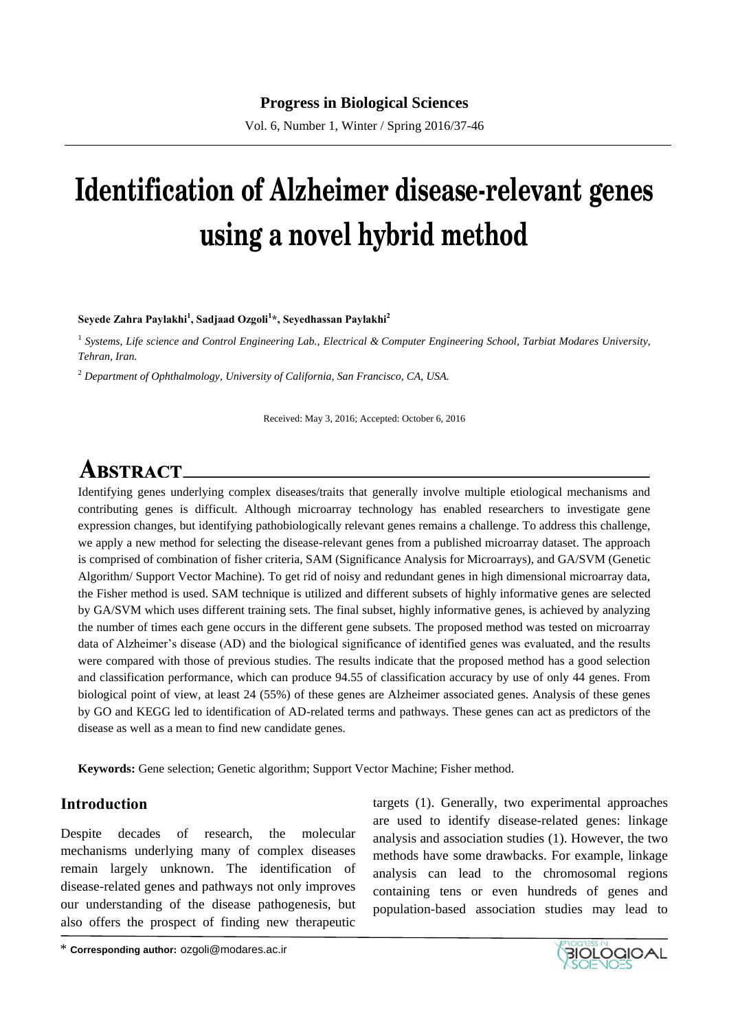# Identification of Alzheimer disease-relevant genes using a novel hybrid method

**Seyede Zahra Paylakhi[1], Sadjaad Ozgoli[1]*, Seyedhassan Paylakhi[2]**

[1] *Systems, Life science and Control Engineering Lab., Electrical & Computer Engineering School, Tarbiat Modares University, Tehran, Iran.*

[2] *Department of Ophthalmology, University of California, San Francisco, CA, USA.*

Received: May 3, 2016; Accepted: October 6, 2016

## ABSTRACT

Identifying genes underlying complex diseases/traits that generally involve multiple etiological mechanisms and contributing genes is difficult. Although microarray technology has enabled researchers to investigate gene expression changes, but identifying pathobiologically relevant genes remains a challenge. To address this challenge, we apply a new method for selecting the disease-relevant genes from a published microarray dataset. The approach is comprised of combination of fisher criteria, SAM (Significance Analysis for Microarrays), and GA/SVM (Genetic Algorithm/ Support Vector Machine). To get rid of noisy and redundant genes in high dimensional microarray data, the Fisher method is used. SAM technique is utilized and different subsets of highly informative genes are selected by GA/SVM which uses different training sets. The final subset, highly informative genes, is achieved by analyzing the number of times each gene occurs in the different gene subsets. The proposed method was tested on microarray data of Alzheimer's disease (AD) and the biological significance of identified genes was evaluated, and the results were compared with those of previous studies. The results indicate that the proposed method has a good selection and classification performance, which can produce 94.55 of classification accuracy by use of only 44 genes. From biological point of view, at least 24 (55%) of these genes are Alzheimer associated genes. Analysis of these genes by GO and KEGG led to identification of AD-related terms and pathways. These genes can act as predictors of the disease as well as a mean to find new candidate genes.

**Keywords:** Gene selection; Genetic algorithm; Support Vector Machine; Fisher method.

## Introduction

Despite decades of research, the molecular mechanisms underlying many of complex diseases remain largely unknown. The identification of disease-related genes and pathways not only improves our understanding of the disease pathogenesis, but also offers the prospect of finding new therapeutic targets (1). Generally, two experimental approaches are used to identify disease-related genes: linkage analysis and association studies (1). However, the two methods have some drawbacks. For example, linkage analysis can lead to the chromosomal regions containing tens or even hundreds of genes and population-based association studies may lead to

\* **Corresponding author:** ozgoli@modares.ac.ir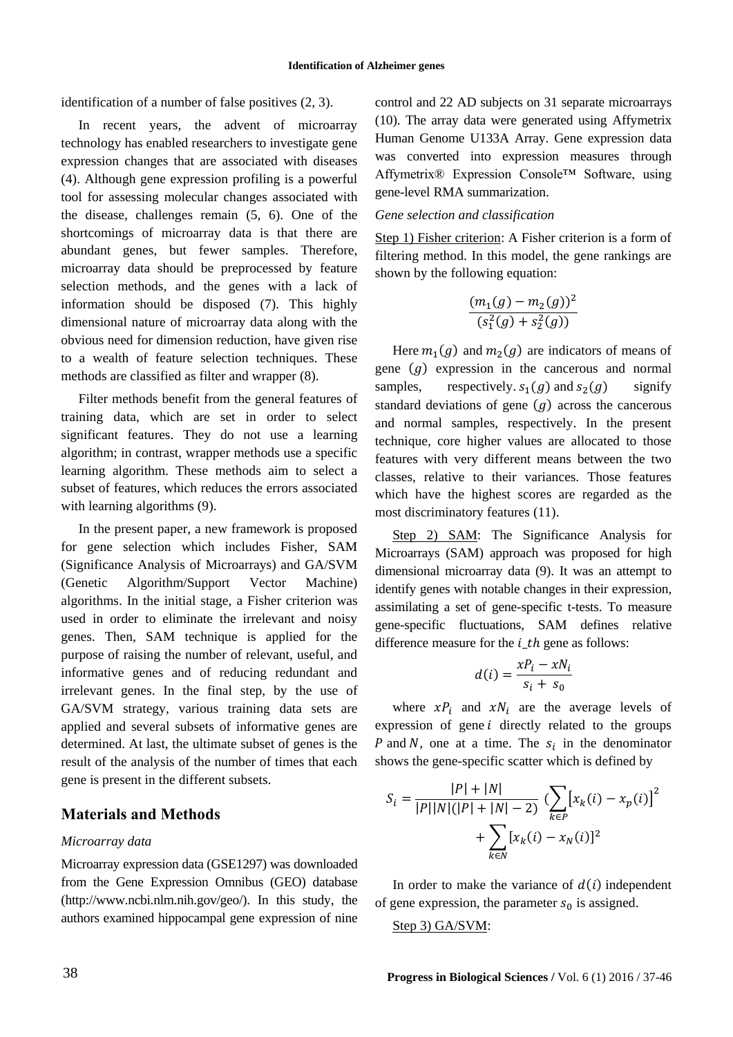identification of a number of false positives (2, 3).

In recent years, the advent of microarray technology has enabled researchers to investigate gene expression changes that are associated with diseases (4). Although gene expression profiling is a powerful tool for assessing molecular changes associated with the disease, challenges remain (5, 6). One of the shortcomings of microarray data is that there are abundant genes, but fewer samples. Therefore, microarray data should be preprocessed by feature selection methods, and the genes with a lack of information should be disposed (7). This highly dimensional nature of microarray data along with the obvious need for dimension reduction, have given rise to a wealth of feature selection techniques. These methods are classified as filter and wrapper (8).

Filter methods benefit from the general features of training data, which are set in order to select significant features. They do not use a learning algorithm; in contrast, wrapper methods use a specific learning algorithm. These methods aim to select a subset of features, which reduces the errors associated with learning algorithms (9).

In the present paper, a new framework is proposed for gene selection which includes Fisher, SAM (Significance Analysis of Microarrays) and GA/SVM (Genetic Algorithm/Support Vector Machine) algorithms. In the initial stage, a Fisher criterion was used in order to eliminate the irrelevant and noisy genes. Then, SAM technique is applied for the purpose of raising the number of relevant, useful, and informative genes and of reducing redundant and irrelevant genes. In the final step, by the use of GA/SVM strategy, various training data sets are applied and several subsets of informative genes are determined. At last, the ultimate subset of genes is the result of the analysis of the number of times that each gene is present in the different subsets.

## Materials and Methods

### *Microarray data*

Microarray expression data (GSE1297) was downloaded from the Gene Expression Omnibus (GEO) database (http://www.ncbi.nlm.nih.gov/geo/). In this study, the authors examined hippocampal gene expression of nine control and 22 AD subjects on 31 separate microarrays (10). The array data were generated using Affymetrix Human Genome U133A Array. Gene expression data was converted into expression measures through Affymetrix® Expression Console™ Software, using gene-level RMA summarization.

### *Gene selection and classification*

Step 1) Fisher criterion: A Fisher criterion is a form of filtering method. In this model, the gene rankings are shown by the following equation:

$$\frac{(m_1(g) - m_2(g))^2}{(s_1^2(g) + s_2^2(g))}$$

Here $m_1(g)$ and $m_2(g)$ are indicators of means of gene $(g)$ expression in the cancerous and normal samples, respectively. $s_1(g)$ and $s_2(g)$ signify standard deviations of gene $(g)$ across the cancerous and normal samples, respectively. In the present technique, core higher values are allocated to those features with very different means between the two classes, relative to their variances. Those features which have the highest scores are regarded as the most discriminatory features (11).

Step 2) SAM: The Significance Analysis for Microarrays (SAM) approach was proposed for high dimensional microarray data (9). It was an attempt to identify genes with notable changes in their expression, assimilating a set of gene-specific t-tests. To measure gene-specific fluctuations, SAM defines relative difference measure for the $i\_th$ gene as follows:

$$d(i) = \frac{xP_i - xN_i}{s_i + s_0}$$

where $xP_i$ and $xN_i$ are the average levels of expression of gene $i$ directly related to the groups $P$ and $N$, one at a time. The $s_i$ in the denominator shows the gene-specific scatter which is defined by

$$S_i = \frac{|P| + |N|}{|P||N|(|P| + |N| - 2)} \left(\sum_{k \in P} \left[x_k(i) - x_p(i)\right]^2 + \sum_{k \in N} \left[x_k(i) - x_N(i)\right]^2\right)$$

In order to make the variance of $d(i)$ independent of gene expression, the parameter $s_0$ is assigned.

Step 3) GA/SVM: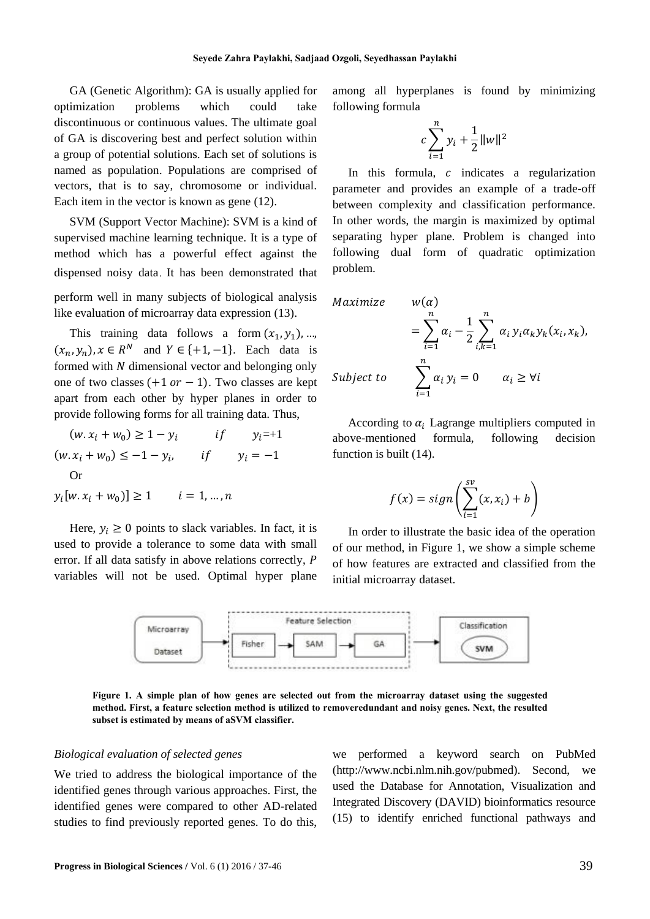GA (Genetic Algorithm): GA is usually applied for optimization problems which could take discontinuous or continuous values. The ultimate goal of GA is discovering best and perfect solution within a group of potential solutions. Each set of solutions is named as population. Populations are comprised of vectors, that is to say, chromosome or individual. Each item in the vector is known as gene (12).

SVM (Support Vector Machine): SVM is a kind of supervised machine learning technique. It is a type of method which has a powerful effect against the dispensed noisy data. It has been demonstrated that perform well in many subjects of biological analysis like evaluation of microarray data expression (13).

This training data follows a form $(x_1, y_1)$, ..., $(x_n, y_n), x \in R^N$ and $Y \in \{+1, -1\}$. Each data is formed with $N$ dimensional vector and belonging only one of two classes $(+1 \; or -1)$. Two classes are kept apart from each other by hyper planes in order to provide following forms for all training data. Thus,

$$(w.x_i + w_0) \geq 1 - y_i \qquad if \qquad y_i = +1$$

$$(w.x_i + w_0) \leq -1 - y_i, \qquad if \qquad y_i = -1$$

Or

$$y_i[w.x_i + w_0)] \geq 1 \qquad i = 1, \ldots, n$$

Here, $y_i \geq 0$ points to slack variables. In fact, it is used to provide a tolerance to some data with small error. If all data satisfy in above relations correctly, $P$ variables will not be used. Optimal hyper plane among all hyperplanes is found by minimizing following formula

$$c \sum_{i=1}^{n} y_i + \frac{1}{2}\|w\|^2$$

In this formula, $c$ indicates a regularization parameter and provides an example of a trade-off between complexity and classification performance. In other words, the margin is maximized by optimal separating hyper plane. Problem is changed into following dual form of quadratic optimization problem.

$$Maximize \qquad w(\alpha) = \sum_{i=1}^{n} \alpha_i - \frac{1}{2} \sum_{i,k=1}^{n} \alpha_i \, y_i \alpha_k y_k (x_i, x_k),$$

$$Subject\ to \qquad \sum_{i=1}^{n} \alpha_i \, y_i = 0 \qquad \alpha_i \geq \forall i$$

According to $\alpha_i$ Lagrange multipliers computed in above-mentioned formula, following decision function is built (14).

$$f(x) = sign\left(\sum_{i=1}^{sv} (x, x_i) + b\right)$$

In order to illustrate the basic idea of the operation of our method, in Figure 1, we show a simple scheme of how features are extracted and classified from the initial microarray dataset.

Microarray Dataset → Feature Selection (Fisher → SAM → GA) → Classification (SVM)

**Figure 1. A simple plan of how genes are selected out from the microarray dataset using the suggested method. First, a feature selection method is utilized to removeredundant and noisy genes. Next, the resulted subset is estimated by means of aSVM classifier.**

*Biological evaluation of selected genes*

We tried to address the biological importance of the identified genes through various approaches. First, the identified genes were compared to other AD-related studies to find previously reported genes. To do this, we performed a keyword search on PubMed (http://www.ncbi.nlm.nih.gov/pubmed). Second, we used the Database for Annotation, Visualization and Integrated Discovery (DAVID) bioinformatics resource (15) to identify enriched functional pathways and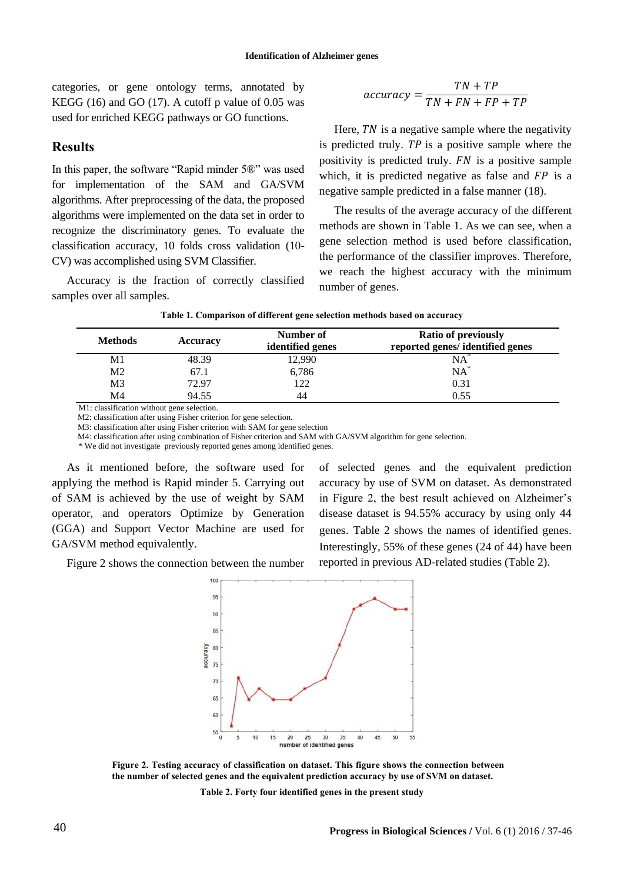categories, or gene ontology terms, annotated by KEGG (16) and GO (17). A cutoff p value of 0.05 was used for enriched KEGG pathways or GO functions.

## Results

In this paper, the software "Rapid minder 5®" was used for implementation of the SAM and GA/SVM algorithms. After preprocessing of the data, the proposed algorithms were implemented on the data set in order to recognize the discriminatory genes. To evaluate the classification accuracy, 10 folds cross validation (10-CV) was accomplished using SVM Classifier.

Accuracy is the fraction of correctly classified samples over all samples.

$$accuracy = \frac{TN + TP}{TN + FN + FP + TP}$$

Here, $TN$ is a negative sample where the negativity is predicted truly. $TP$ is a positive sample where the positivity is predicted truly. $FN$ is a positive sample which, it is predicted negative as false and $FP$ is a negative sample predicted in a false manner (18).

The results of the average accuracy of the different methods are shown in Table 1. As we can see, when a gene selection method is used before classification, the performance of the classifier improves. Therefore, we reach the highest accuracy with the minimum number of genes.

**Table 1. Comparison of different gene selection methods based on accuracy**

| Methods | Accuracy | Number of identified genes | Ratio of previously reported genes/ identified genes |
|---|---|---|---|
| M1 | 48.39 | 12,990 | NA* |
| M2 | 67.1 | 6,786 | NA* |
| M3 | 72.97 | 122 | 0.31 |
| M4 | 94.55 | 44 | 0.55 |

M1: classification without gene selection.
M2: classification after using Fisher criterion for gene selection.
M3: classification after using Fisher criterion with SAM for gene selection
M4: classification after using combination of Fisher criterion and SAM with GA/SVM algorithm for gene selection.
* We did not investigate previously reported genes among identified genes.

As it mentioned before, the software used for applying the method is Rapid minder 5. Carrying out of SAM is achieved by the use of weight by SAM operator, and operators Optimize by Generation (GGA) and Support Vector Machine are used for GA/SVM method equivalently.

Figure 2 shows the connection between the number of selected genes and the equivalent prediction accuracy by use of SVM on dataset. As demonstrated in Figure 2, the best result achieved on Alzheimer's disease dataset is 94.55% accuracy by using only 44 genes. Table 2 shows the names of identified genes. Interestingly, 55% of these genes (24 of 44) have been reported in previous AD-related studies (Table 2).

**Figure 2. Testing accuracy of classification on dataset. This figure shows the connection between the number of selected genes and the equivalent prediction accuracy by use of SVM on dataset.**

**Table 2. Forty four identified genes in the present study**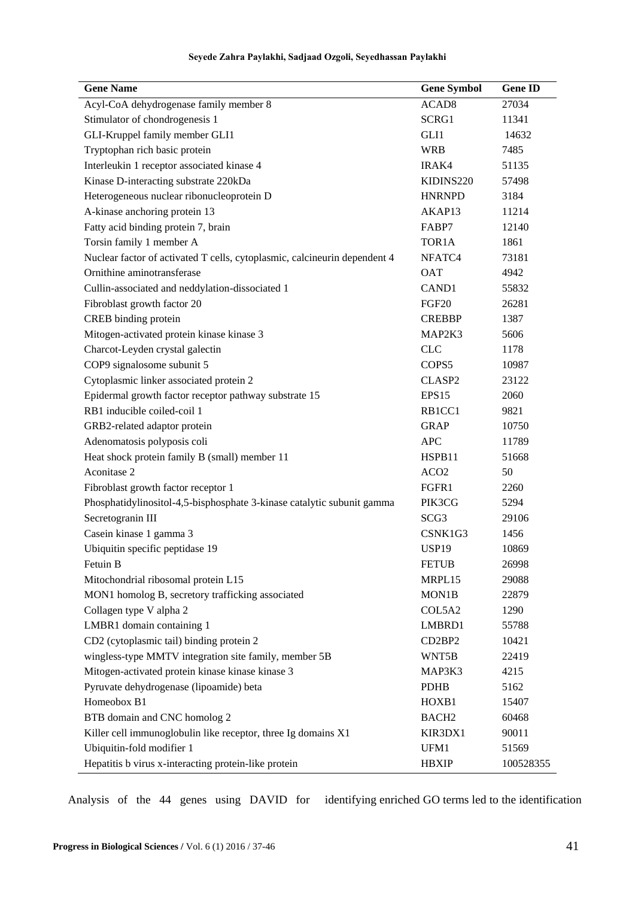| Gene Name | Gene Symbol | Gene ID |
|---|---|---|
| Acyl-CoA dehydrogenase family member 8 | ACAD8 | 27034 |
| Stimulator of chondrogenesis 1 | SCRG1 | 11341 |
| GLI-Kruppel family member GLI1 | GLI1 | 14632 |
| Tryptophan rich basic protein | WRB | 7485 |
| Interleukin 1 receptor associated kinase 4 | IRAK4 | 51135 |
| Kinase D-interacting substrate 220kDa | KIDINS220 | 57498 |
| Heterogeneous nuclear ribonucleoprotein D | HNRNPD | 3184 |
| A-kinase anchoring protein 13 | AKAP13 | 11214 |
| Fatty acid binding protein 7, brain | FABP7 | 12140 |
| Torsin family 1 member A | TOR1A | 1861 |
| Nuclear factor of activated T cells, cytoplasmic, calcineurin dependent 4 | NFATC4 | 73181 |
| Ornithine aminotransferase | OAT | 4942 |
| Cullin-associated and neddylation-dissociated 1 | CAND1 | 55832 |
| Fibroblast growth factor 20 | FGF20 | 26281 |
| CREB binding protein | CREBBP | 1387 |
| Mitogen-activated protein kinase kinase 3 | MAP2K3 | 5606 |
| Charcot-Leyden crystal galectin | CLC | 1178 |
| COP9 signalosome subunit 5 | COPS5 | 10987 |
| Cytoplasmic linker associated protein 2 | CLASP2 | 23122 |
| Epidermal growth factor receptor pathway substrate 15 | EPS15 | 2060 |
| RB1 inducible coiled-coil 1 | RB1CC1 | 9821 |
| GRB2-related adaptor protein | GRAP | 10750 |
| Adenomatosis polyposis coli | APC | 11789 |
| Heat shock protein family B (small) member 11 | HSPB11 | 51668 |
| Aconitase 2 | ACO2 | 50 |
| Fibroblast growth factor receptor 1 | FGFR1 | 2260 |
| Phosphatidylinositol-4,5-bisphosphate 3-kinase catalytic subunit gamma | PIK3CG | 5294 |
| Secretogranin III | SCG3 | 29106 |
| Casein kinase 1 gamma 3 | CSNK1G3 | 1456 |
| Ubiquitin specific peptidase 19 | USP19 | 10869 |
| Fetuin B | FETUB | 26998 |
| Mitochondrial ribosomal protein L15 | MRPL15 | 29088 |
| MON1 homolog B, secretory trafficking associated | MON1B | 22879 |
| Collagen type V alpha 2 | COL5A2 | 1290 |
| LMBR1 domain containing 1 | LMBRD1 | 55788 |
| CD2 (cytoplasmic tail) binding protein 2 | CD2BP2 | 10421 |
| wingless-type MMTV integration site family, member 5B | WNT5B | 22419 |
| Mitogen-activated protein kinase kinase kinase 3 | MAP3K3 | 4215 |
| Pyruvate dehydrogenase (lipoamide) beta | PDHB | 5162 |
| Homeobox B1 | HOXB1 | 15407 |
| BTB domain and CNC homolog 2 | BACH2 | 60468 |
| Killer cell immunoglobulin like receptor, three Ig domains X1 | KIR3DX1 | 90011 |
| Ubiquitin-fold modifier 1 | UFM1 | 51569 |
| Hepatitis b virus x-interacting protein-like protein | HBXIP | 100528355 |

Analysis of the 44 genes using DAVID for identifying enriched GO terms led to the identification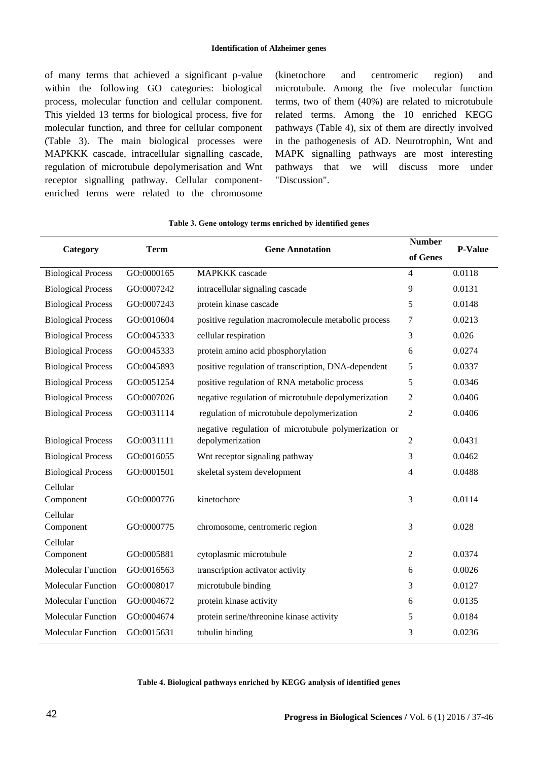of many terms that achieved a significant p-value within the following GO categories: biological process, molecular function and cellular component. This yielded 13 terms for biological process, five for molecular function, and three for cellular component (Table 3). The main biological processes were MAPKKK cascade, intracellular signalling cascade, regulation of microtubule depolymerisation and Wnt receptor signalling pathway. Cellular component-enriched terms were related to the chromosome (kinetochore and centromeric region) and microtubule. Among the five molecular function terms, two of them (40%) are related to microtubule related terms. Among the 10 enriched KEGG pathways (Table 4), six of them are directly involved in the pathogenesis of AD. Neurotrophin, Wnt and MAPK signalling pathways are most interesting pathways that we will discuss more under "Discussion".

**Table 3. Gene ontology terms enriched by identified genes**

| Category | Term | Gene Annotation | Number of Genes | P-Value |
|---|---|---|---|---|
| Biological Process | GO:0000165 | MAPKKK cascade | 4 | 0.0118 |
| Biological Process | GO:0007242 | intracellular signaling cascade | 9 | 0.0131 |
| Biological Process | GO:0007243 | protein kinase cascade | 5 | 0.0148 |
| Biological Process | GO:0010604 | positive regulation macromolecule metabolic process | 7 | 0.0213 |
| Biological Process | GO:0045333 | cellular respiration | 3 | 0.026 |
| Biological Process | GO:0045333 | protein amino acid phosphorylation | 6 | 0.0274 |
| Biological Process | GO:0045893 | positive regulation of transcription, DNA-dependent | 5 | 0.0337 |
| Biological Process | GO:0051254 | positive regulation of RNA metabolic process | 5 | 0.0346 |
| Biological Process | GO:0007026 | negative regulation of microtubule depolymerization | 2 | 0.0406 |
| Biological Process | GO:0031114 | regulation of microtubule depolymerization | 2 | 0.0406 |
| Biological Process | GO:0031111 | negative regulation of microtubule polymerization or depolymerization | 2 | 0.0431 |
| Biological Process | GO:0016055 | Wnt receptor signaling pathway | 3 | 0.0462 |
| Biological Process | GO:0001501 | skeletal system development | 4 | 0.0488 |
| Cellular Component | GO:0000776 | kinetochore | 3 | 0.0114 |
| Cellular Component | GO:0000775 | chromosome, centromeric region | 3 | 0.028 |
| Cellular Component | GO:0005881 | cytoplasmic microtubule | 2 | 0.0374 |
| Molecular Function | GO:0016563 | transcription activator activity | 6 | 0.0026 |
| Molecular Function | GO:0008017 | microtubule binding | 3 | 0.0127 |
| Molecular Function | GO:0004672 | protein kinase activity | 6 | 0.0135 |
| Molecular Function | GO:0004674 | protein serine/threonine kinase activity | 5 | 0.0184 |
| Molecular Function | GO:0015631 | tubulin binding | 3 | 0.0236 |

**Table 4. Biological pathways enriched by KEGG analysis of identified genes**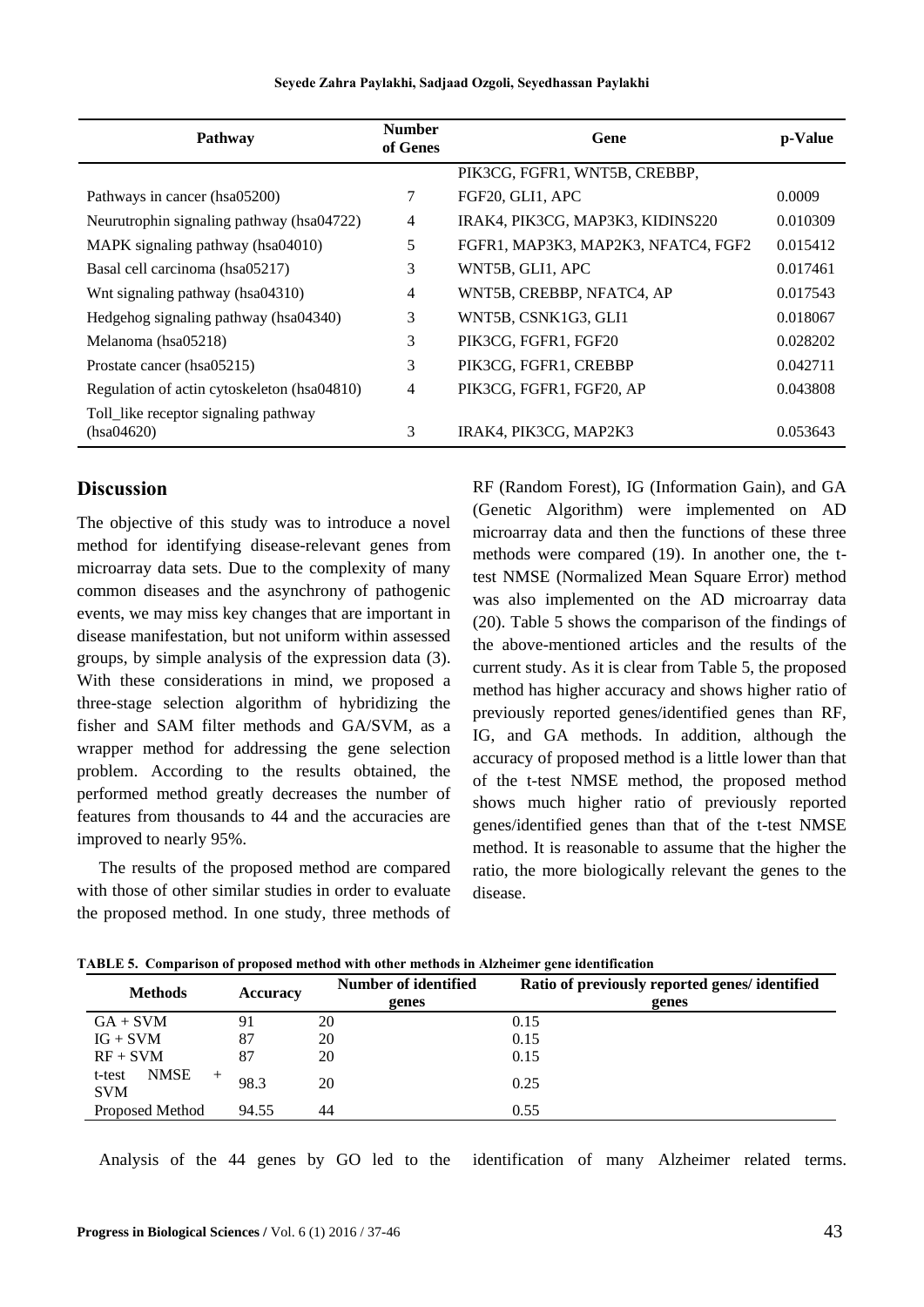| Pathway | Number of Genes | Gene | p-Value |
|---|---|---|---|
| Pathways in cancer (hsa05200) | 7 | PIK3CG, FGFR1, WNT5B, CREBBP, FGF20, GLI1, APC | 0.0009 |
| Neurutrophin signaling pathway (hsa04722) | 4 | IRAK4, PIK3CG, MAP3K3, KIDINS220 | 0.010309 |
| MAPK signaling pathway (hsa04010) | 5 | FGFR1, MAP3K3, MAP2K3, NFATC4, FGF2 | 0.015412 |
| Basal cell carcinoma (hsa05217) | 3 | WNT5B, GLI1, APC | 0.017461 |
| Wnt signaling pathway (hsa04310) | 4 | WNT5B, CREBBP, NFATC4, AP | 0.017543 |
| Hedgehog signaling pathway (hsa04340) | 3 | WNT5B, CSNK1G3, GLI1 | 0.018067 |
| Melanoma (hsa05218) | 3 | PIK3CG, FGFR1, FGF20 | 0.028202 |
| Prostate cancer (hsa05215) | 3 | PIK3CG, FGFR1, CREBBP | 0.042711 |
| Regulation of actin cytoskeleton (hsa04810) | 4 | PIK3CG, FGFR1, FGF20, AP | 0.043808 |
| Toll_like receptor signaling pathway (hsa04620) | 3 | IRAK4, PIK3CG, MAP2K3 | 0.053643 |

## Discussion

The objective of this study was to introduce a novel method for identifying disease-relevant genes from microarray data sets. Due to the complexity of many common diseases and the asynchrony of pathogenic events, we may miss key changes that are important in disease manifestation, but not uniform within assessed groups, by simple analysis of the expression data (3). With these considerations in mind, we proposed a three-stage selection algorithm of hybridizing the fisher and SAM filter methods and GA/SVM, as a wrapper method for addressing the gene selection problem. According to the results obtained, the performed method greatly decreases the number of features from thousands to 44 and the accuracies are improved to nearly 95%.

The results of the proposed method are compared with those of other similar studies in order to evaluate the proposed method. In one study, three methods of RF (Random Forest), IG (Information Gain), and GA (Genetic Algorithm) were implemented on AD microarray data and then the functions of these three methods were compared (19). In another one, the t-test NMSE (Normalized Mean Square Error) method was also implemented on the AD microarray data (20). Table 5 shows the comparison of the findings of the above-mentioned articles and the results of the current study. As it is clear from Table 5, the proposed method has higher accuracy and shows higher ratio of previously reported genes/identified genes than RF, IG, and GA methods. In addition, although the accuracy of proposed method is a little lower than that of the t-test NMSE method, the proposed method shows much higher ratio of previously reported genes/identified genes than that of the t-test NMSE method. It is reasonable to assume that the higher the ratio, the more biologically relevant the genes to the disease.

**TABLE 5. Comparison of proposed method with other methods in Alzheimer gene identification**

| Methods | Accuracy | Number of identified genes | Ratio of previously reported genes/ identified genes |
|---|---|---|---|
| GA + SVM | 91 | 20 | 0.15 |
| IG + SVM | 87 | 20 | 0.15 |
| RF + SVM | 87 | 20 | 0.15 |
| t-test NMSE + SVM | 98.3 | 20 | 0.25 |
| Proposed Method | 94.55 | 44 | 0.55 |

Analysis of the 44 genes by GO led to the identification of many Alzheimer related terms.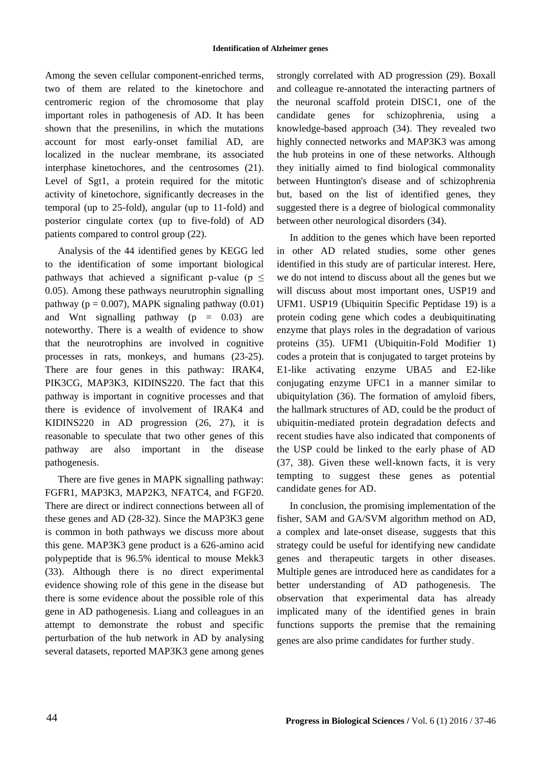Among the seven cellular component-enriched terms, two of them are related to the kinetochore and centromeric region of the chromosome that play important roles in pathogenesis of AD. It has been shown that the presenilins, in which the mutations account for most early-onset familial AD, are localized in the nuclear membrane, its associated interphase kinetochores, and the centrosomes (21). Level of Sgt1, a protein required for the mitotic activity of kinetochore, significantly decreases in the temporal (up to 25-fold), angular (up to 11-fold) and posterior cingulate cortex (up to five-fold) of AD patients compared to control group (22).

Analysis of the 44 identified genes by KEGG led to the identification of some important biological pathways that achieved a significant p-value ($p \leq 0.05$). Among these pathways neurutrophin signalling pathway ($p = 0.007$), MAPK signaling pathway (0.01) and Wnt signalling pathway ($p = 0.03$) are noteworthy. There is a wealth of evidence to show that the neurotrophins are involved in cognitive processes in rats, monkeys, and humans (23-25). There are four genes in this pathway: IRAK4, PIK3CG, MAP3K3, KIDINS220. The fact that this pathway is important in cognitive processes and that there is evidence of involvement of IRAK4 and KIDINS220 in AD progression (26, 27), it is reasonable to speculate that two other genes of this pathway are also important in the disease pathogenesis.

There are five genes in MAPK signalling pathway: FGFR1, MAP3K3, MAP2K3, NFATC4, and FGF20. There are direct or indirect connections between all of these genes and AD (28-32). Since the MAP3K3 gene is common in both pathways we discuss more about this gene. MAP3K3 gene product is a 626-amino acid polypeptide that is 96.5% identical to mouse Mekk3 (33). Although there is no direct experimental evidence showing role of this gene in the disease but there is some evidence about the possible role of this gene in AD pathogenesis. Liang and colleagues in an attempt to demonstrate the robust and specific perturbation of the hub network in AD by analysing several datasets, reported MAP3K3 gene among genes strongly correlated with AD progression (29). Boxall and colleague re-annotated the interacting partners of the neuronal scaffold protein DISC1, one of the candidate genes for schizophrenia, using a knowledge-based approach (34). They revealed two highly connected networks and MAP3K3 was among the hub proteins in one of these networks. Although they initially aimed to find biological commonality between Huntington's disease and of schizophrenia but, based on the list of identified genes, they suggested there is a degree of biological commonality between other neurological disorders (34).

In addition to the genes which have been reported in other AD related studies, some other genes identified in this study are of particular interest. Here, we do not intend to discuss about all the genes but we will discuss about most important ones, USP19 and UFM1. USP19 (Ubiquitin Specific Peptidase 19) is a protein coding gene which codes a deubiquitinating enzyme that plays roles in the degradation of various proteins (35). UFM1 (Ubiquitin-Fold Modifier 1) codes a protein that is conjugated to target proteins by E1-like activating enzyme UBA5 and E2-like conjugating enzyme UFC1 in a manner similar to ubiquitylation (36). The formation of amyloid fibers, the hallmark structures of AD, could be the product of ubiquitin-mediated protein degradation defects and recent studies have also indicated that components of the USP could be linked to the early phase of AD (37, 38). Given these well-known facts, it is very tempting to suggest these genes as potential candidate genes for AD.

In conclusion, the promising implementation of the fisher, SAM and GA/SVM algorithm method on AD, a complex and late-onset disease, suggests that this strategy could be useful for identifying new candidate genes and therapeutic targets in other diseases. Multiple genes are introduced here as candidates for a better understanding of AD pathogenesis. The observation that experimental data has already implicated many of the identified genes in brain functions supports the premise that the remaining genes are also prime candidates for further study.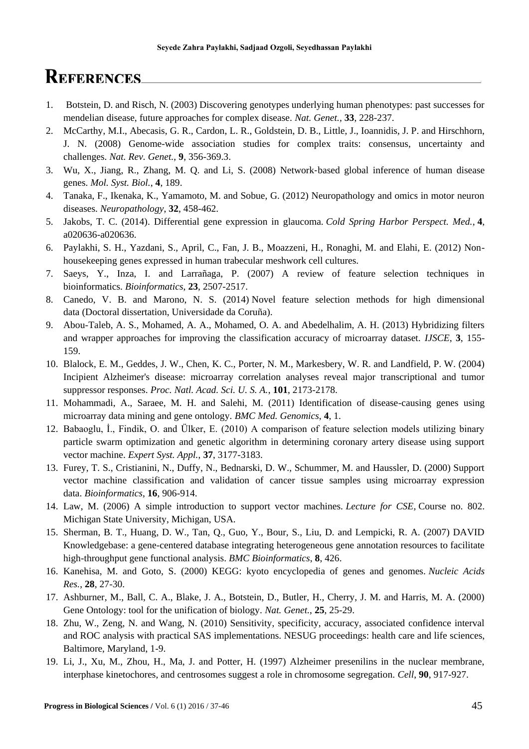# References

1. Botstein, D. and Risch, N. (2003) Discovering genotypes underlying human phenotypes: past successes for mendelian disease, future approaches for complex disease. *Nat. Genet.*, **33**, 228-237.
2. McCarthy, M.I., Abecasis, G. R., Cardon, L. R., Goldstein, D. B., Little, J., Ioannidis, J. P. and Hirschhorn, J. N. (2008) Genome-wide association studies for complex traits: consensus, uncertainty and challenges. *Nat. Rev. Genet.*, **9**, 356-369.3.
3. Wu, X., Jiang, R., Zhang, M. Q. and Li, S. (2008) Network‐based global inference of human disease genes. *Mol. Syst. Biol.*, **4**, 189.
4. Tanaka, F., Ikenaka, K., Yamamoto, M. and Sobue, G. (2012) Neuropathology and omics in motor neuron diseases. *Neuropathology*, **32**, 458-462.
5. Jakobs, T. C. (2014). Differential gene expression in glaucoma. *Cold Spring Harbor Perspect. Med.*, **4**, a020636-a020636.
6. Paylakhi, S. H., Yazdani, S., April, C., Fan, J. B., Moazzeni, H., Ronaghi, M. and Elahi, E. (2012) Non-housekeeping genes expressed in human trabecular meshwork cell cultures.
7. Saeys, Y., Inza, I. and Larrañaga, P. (2007) A review of feature selection techniques in bioinformatics. *Bioinformatics*, **23**, 2507-2517.
8. Canedo, V. B. and Marono, N. S. (2014) Novel feature selection methods for high dimensional data (Doctoral dissertation, Universidade da Coruña).
9. Abou-Taleb, A. S., Mohamed, A. A., Mohamed, O. A. and Abedelhalim, A. H. (2013) Hybridizing filters and wrapper approaches for improving the classification accuracy of microarray dataset. *IJSCE*, **3**, 155-159.
10. Blalock, E. M., Geddes, J. W., Chen, K. C., Porter, N. M., Markesbery, W. R. and Landfield, P. W. (2004) Incipient Alzheimer's disease: microarray correlation analyses reveal major transcriptional and tumor suppressor responses. *Proc. Natl. Acad. Sci. U. S. A.*, **101**, 2173-2178.
11. Mohammadi, A., Saraee, M. H. and Salehi, M. (2011) Identification of disease-causing genes using microarray data mining and gene ontology. *BMC Med. Genomics*, **4**, 1.
12. Babaoglu, İ., Findik, O. and Ülker, E. (2010) A comparison of feature selection models utilizing binary particle swarm optimization and genetic algorithm in determining coronary artery disease using support vector machine. *Expert Syst. Appl.*, **37**, 3177-3183.
13. Furey, T. S., Cristianini, N., Duffy, N., Bednarski, D. W., Schummer, M. and Haussler, D. (2000) Support vector machine classification and validation of cancer tissue samples using microarray expression data. *Bioinformatics*, **16**, 906-914.
14. Law, M. (2006) A simple introduction to support vector machines. *Lecture for CSE*, Course no. 802. Michigan State University, Michigan, USA.
15. Sherman, B. T., Huang, D. W., Tan, Q., Guo, Y., Bour, S., Liu, D. and Lempicki, R. A. (2007) DAVID Knowledgebase: a gene-centered database integrating heterogeneous gene annotation resources to facilitate high-throughput gene functional analysis. *BMC Bioinformatics*, **8**, 426.
16. Kanehisa, M. and Goto, S. (2000) KEGG: kyoto encyclopedia of genes and genomes. *Nucleic Acids Res.*, **28**, 27-30.
17. Ashburner, M., Ball, C. A., Blake, J. A., Botstein, D., Butler, H., Cherry, J. M. and Harris, M. A. (2000) Gene Ontology: tool for the unification of biology. *Nat. Genet.*, **25**, 25-29.
18. Zhu, W., Zeng, N. and Wang, N. (2010) Sensitivity, specificity, accuracy, associated confidence interval and ROC analysis with practical SAS implementations. NESUG proceedings: health care and life sciences, Baltimore, Maryland, 1-9.
19. Li, J., Xu, M., Zhou, H., Ma, J. and Potter, H. (1997) Alzheimer presenilins in the nuclear membrane, interphase kinetochores, and centrosomes suggest a role in chromosome segregation. *Cell*, **90**, 917-927.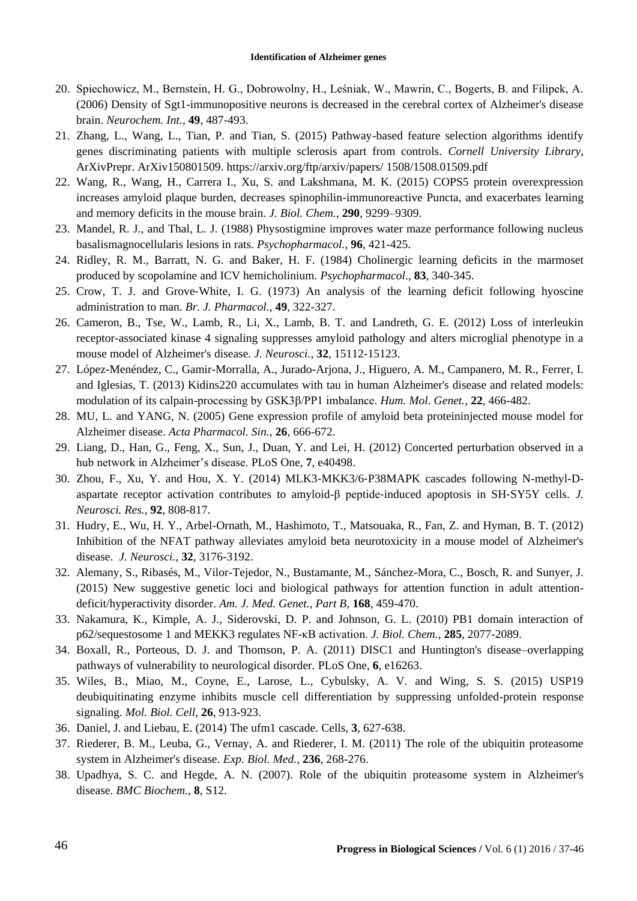20. Spiechowicz, M., Bernstein, H. G., Dobrowolny, H., Leśniak, W., Mawrin, C., Bogerts, B. and Filipek, A. (2006) Density of Sgt1-immunopositive neurons is decreased in the cerebral cortex of Alzheimer's disease brain. *Neurochem. Int.*, **49**, 487-493.
21. Zhang, L., Wang, L., Tian, P. and Tian, S. (2015) Pathway-based feature selection algorithms identify genes discriminating patients with multiple sclerosis apart from controls. *Cornell University Library*, ArXivPrepr. ArXiv150801509. https://arxiv.org/ftp/arxiv/papers/ 1508/1508.01509.pdf
22. Wang, R., Wang, H., Carrera I., Xu, S. and Lakshmana, M. K. (2015) COPS5 protein overexpression increases amyloid plaque burden, decreases spinophilin-immunoreactive Puncta, and exacerbates learning and memory deficits in the mouse brain. *J. Biol. Chem.*, **290**, 9299–9309.
23. Mandel, R. J., and Thal, L. J. (1988) Physostigmine improves water maze performance following nucleus basalismagnocellularis lesions in rats. *Psychopharmacol.*, **96**, 421-425.
24. Ridley, R. M., Barratt, N. G. and Baker, H. F. (1984) Cholinergic learning deficits in the marmoset produced by scopolamine and ICV hemicholinium. *Psychopharmacol*., **83**, 340-345.
25. Crow, T. J. and Grove-White, I. G. (1973) An analysis of the learning deficit following hyoscine administration to man. *Br. J. Pharmacol.*, **49**, 322-327.
26. Cameron, B., Tse, W., Lamb, R., Li, X., Lamb, B. T. and Landreth, G. E. (2012) Loss of interleukin receptor-associated kinase 4 signaling suppresses amyloid pathology and alters microglial phenotype in a mouse model of Alzheimer's disease. *J. Neurosci.*, **32**, 15112-15123.
27. López-Menéndez, C., Gamir-Morralla, A., Jurado-Arjona, J., Higuero, A. M., Campanero, M. R., Ferrer, I. and Iglesias, T. (2013) Kidins220 accumulates with tau in human Alzheimer's disease and related models: modulation of its calpain-processing by GSK3β/PP1 imbalance. *Hum. Mol. Genet.*, **22**, 466-482.
28. MU, L. and YANG, N. (2005) Gene expression profile of amyloid beta proteininjected mouse model for Alzheimer disease. *Acta Pharmacol. Sin.*, **26**, 666-672.
29. Liang, D., Han, G., Feng, X., Sun, J., Duan, Y. and Lei, H. (2012) Concerted perturbation observed in a hub network in Alzheimer's disease. PLoS One, **7**, e40498.
30. Zhou, F., Xu, Y. and Hou, X. Y. (2014) MLK3-MKK3/6-P38MAPK cascades following N-methyl-D-aspartate receptor activation contributes to amyloid-β peptide-induced apoptosis in SH-SY5Y cells. *J. Neurosci. Res.*, **92**, 808-817.
31. Hudry, E., Wu, H. Y., Arbel-Ornath, M., Hashimoto, T., Matsouaka, R., Fan, Z. and Hyman, B. T. (2012) Inhibition of the NFAT pathway alleviates amyloid beta neurotoxicity in a mouse model of Alzheimer's disease. *J. Neurosci.*, **32**, 3176-3192.
32. Alemany, S., Ribasés, M., Vilor-Tejedor, N., Bustamante, M., Sánchez-Mora, C., Bosch, R. and Sunyer, J. (2015) New suggestive genetic loci and biological pathways for attention function in adult attention-deficit/hyperactivity disorder. *Am. J. Med. Genet., Part B*, **168**, 459-470.
33. Nakamura, K., Kimple, A. J., Siderovski, D. P. and Johnson, G. L. (2010) PB1 domain interaction of p62/sequestosome 1 and MEKK3 regulates NF-κB activation. *J. Biol. Chem.*, **285**, 2077-2089.
34. Boxall, R., Porteous, D. J. and Thomson, P. A. (2011) DISC1 and Huntington's disease–overlapping pathways of vulnerability to neurological disorder. PLoS One, **6**, e16263.
35. Wiles, B., Miao, M., Coyne, E., Larose, L., Cybulsky, A. V. and Wing, S. S. (2015) USP19 deubiquitinating enzyme inhibits muscle cell differentiation by suppressing unfolded-protein response signaling. *Mol. Biol. Cell*, **26**, 913-923.
36. Daniel, J. and Liebau, E. (2014) The ufm1 cascade. Cells, **3**, 627-638.
37. Riederer, B. M., Leuba, G., Vernay, A. and Riederer, I. M. (2011) The role of the ubiquitin proteasome system in Alzheimer's disease. *Exp. Biol. Med.*, **236**, 268-276.
38. Upadhya, S. C. and Hegde, A. N. (2007). Role of the ubiquitin proteasome system in Alzheimer's disease. *BMC Biochem.*, **8**, S12.